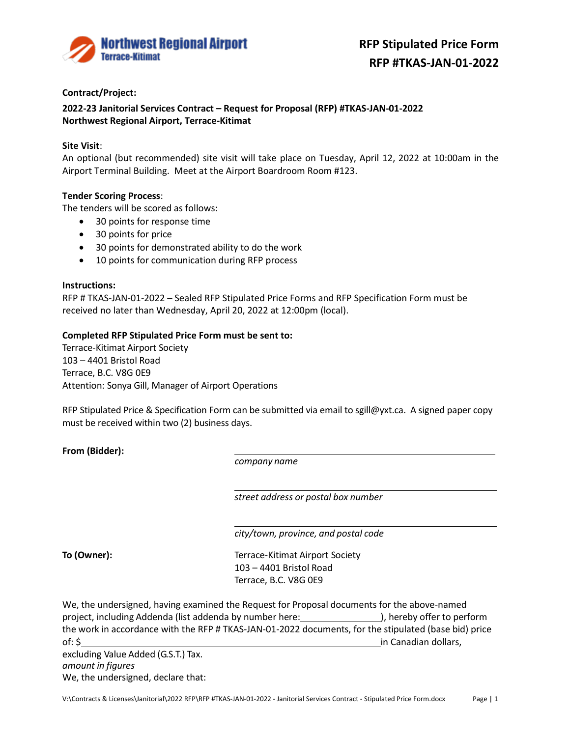# RFP Stipulated Price Form
## RFP #TKAS-JAN-01-2022

**Contract/Project:**

**2022-23 Janitorial Services Contract – Request for Proposal (RFP) #TKAS-JAN-01-2022**
**Northwest Regional Airport, Terrace-Kitimat**

**Site Visit**:
An optional (but recommended) site visit will take place on Tuesday, April 12, 2022 at 10:00am in the Airport Terminal Building. Meet at the Airport Boardroom Room #123.

**Tender Scoring Process**:
The tenders will be scored as follows:

- 30 points for response time
- 30 points for price
- 30 points for demonstrated ability to do the work
- 10 points for communication during RFP process

**Instructions:**
RFP # TKAS-JAN-01-2022 – Sealed RFP Stipulated Price Forms and RFP Specification Form must be received no later than Wednesday, April 20, 2022 at 12:00pm (local).

**Completed RFP Stipulated Price Form must be sent to:**
Terrace-Kitimat Airport Society
103 – 4401 Bristol Road
Terrace, B.C. V8G 0E9
Attention: Sonya Gill, Manager of Airport Operations

RFP Stipulated Price & Specification Form can be submitted via email to sgill@yxt.ca. A signed paper copy must be received within two (2) business days.

**From (Bidder):**

______________________________
*company name*

______________________________
*street address or postal box number*

______________________________
*city/town, province, and postal code*

**To (Owner):**

Terrace-Kitimat Airport Society
103 – 4401 Bristol Road
Terrace, B.C. V8G 0E9

We, the undersigned, having examined the Request for Proposal documents for the above-named project, including Addenda (list addenda by number here:_______________), hereby offer to perform the work in accordance with the RFP # TKAS-JAN-01-2022 documents, for the stipulated (base bid) price of: $_______________________________________in Canadian dollars, excluding Value Added (G.S.T.) Tax.
*amount in figures*

We, the undersigned, declare that: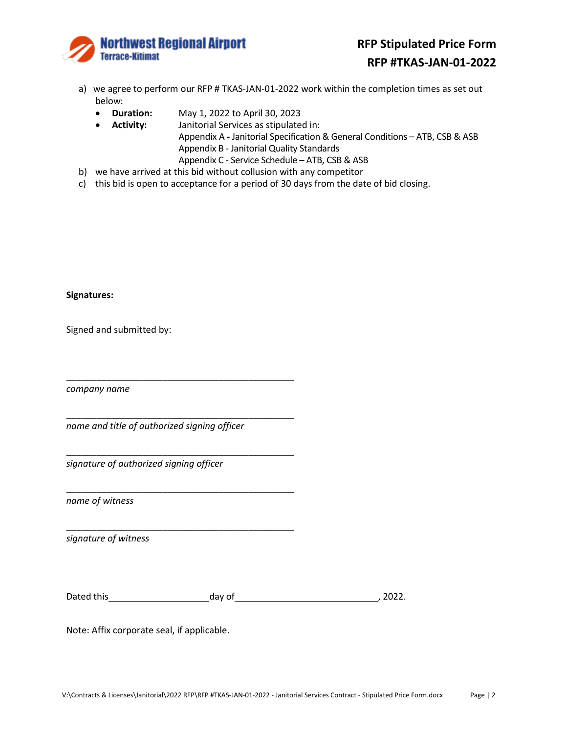a) we agree to perform our RFP # TKAS-JAN-01-2022 work within the completion times as set out below:
   - **Duration:** May 1, 2022 to April 30, 2023
   - **Activity:** Janitorial Services as stipulated in:
     Appendix A **-** Janitorial Specification & General Conditions – ATB, CSB & ASB
     Appendix B - Janitorial Quality Standards
     Appendix C - Service Schedule – ATB, CSB & ASB

b) we have arrived at this bid without collusion with any competitor

c) this bid is open to acceptance for a period of 30 days from the date of bid closing.

**Signatures:**

Signed and submitted by:

\_\_\_\_\_\_\_\_\_\_\_\_\_\_\_\_\_\_\_\_\_\_\_\_\_\_\_\_\_\_\_\_\_\_\_\_\_\_\_\_\_\_\_\_
*company name*

\_\_\_\_\_\_\_\_\_\_\_\_\_\_\_\_\_\_\_\_\_\_\_\_\_\_\_\_\_\_\_\_\_\_\_\_\_\_\_\_\_\_\_\_
*name and title of authorized signing officer*

\_\_\_\_\_\_\_\_\_\_\_\_\_\_\_\_\_\_\_\_\_\_\_\_\_\_\_\_\_\_\_\_\_\_\_\_\_\_\_\_\_\_\_\_
*signature of authorized signing officer*

\_\_\_\_\_\_\_\_\_\_\_\_\_\_\_\_\_\_\_\_\_\_\_\_\_\_\_\_\_\_\_\_\_\_\_\_\_\_\_\_\_\_\_\_
*name of witness*

\_\_\_\_\_\_\_\_\_\_\_\_\_\_\_\_\_\_\_\_\_\_\_\_\_\_\_\_\_\_\_\_\_\_\_\_\_\_\_\_\_\_\_\_
*signature of witness*

Dated this\_\_\_\_\_\_\_\_\_\_\_\_\_\_\_\_\_\_\_\_day of\_\_\_\_\_\_\_\_\_\_\_\_\_\_\_\_\_\_\_\_\_\_\_\_\_\_\_\_\_, 2022.

Note: Affix corporate seal, if applicable.